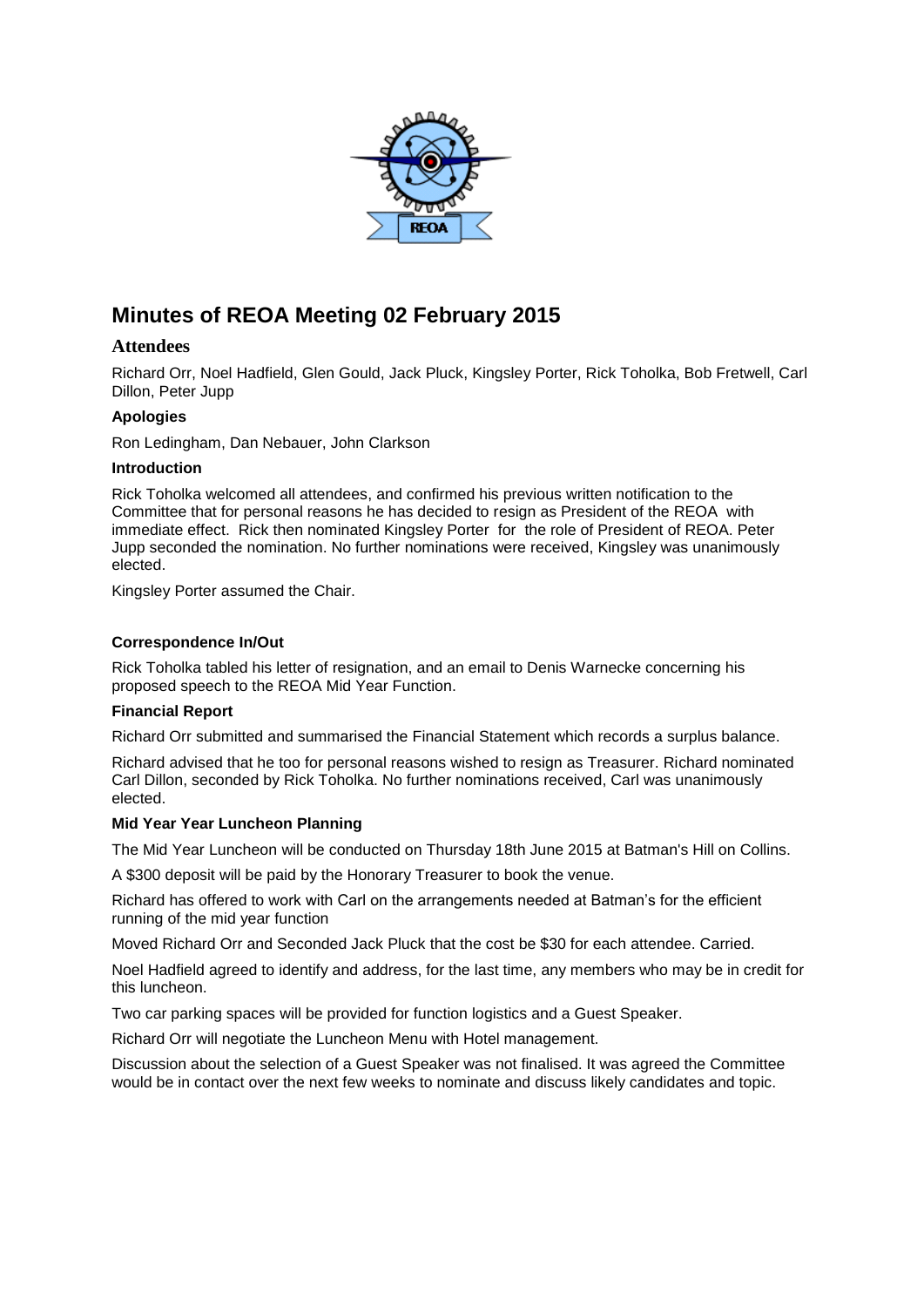# Minutes of REOA Meeting 02 February 2015

## Attendees

Richard Orr, Noel Hadfield, Glen Gould, Jack Pluck, Kingsley Porter, Rick Toholka, Bob Fretwell, Carl Dillon, Peter Jupp

### Apologies

Ron Ledingham, Dan Nebauer, John Clarkson

### Introduction

Rick Toholka welcomed all attendees, and confirmed his previous written notification to the Committee that for personal reasons he has decided to resign as President of the REOA with immediate effect. Rick then nominated Kingsley Porter for the role of President of REOA. Peter Jupp seconded the nomination. No further nominations were received, Kingsley was unanimously elected.

Kingsley Porter assumed the Chair.

### Correspondence In/Out

Rick Toholka tabled his letter of resignation, and an email to Denis Warnecke concerning his proposed speech to the REOA Mid Year Function.

### Financial Report

Richard Orr submitted and summarised the Financial Statement which records a surplus balance.

Richard advised that he too for personal reasons wished to resign as Treasurer. Richard nominated Carl Dillon, seconded by Rick Toholka. No further nominations received, Carl was unanimously elected.

### Mid Year Year Luncheon Planning

The Mid Year Luncheon will be conducted on Thursday 18th June 2015 at Batman's Hill on Collins.

A $300 deposit will be paid by the Honorary Treasurer to book the venue.

Richard has offered to work with Carl on the arrangements needed at Batman's for the efficient running of the mid year function

Moved Richard Orr and Seconded Jack Pluck that the cost be $30 for each attendee. Carried.

Noel Hadfield agreed to identify and address, for the last time, any members who may be in credit for this luncheon.

Two car parking spaces will be provided for function logistics and a Guest Speaker.

Richard Orr will negotiate the Luncheon Menu with Hotel management.

Discussion about the selection of a Guest Speaker was not finalised. It was agreed the Committee would be in contact over the next few weeks to nominate and discuss likely candidates and topic.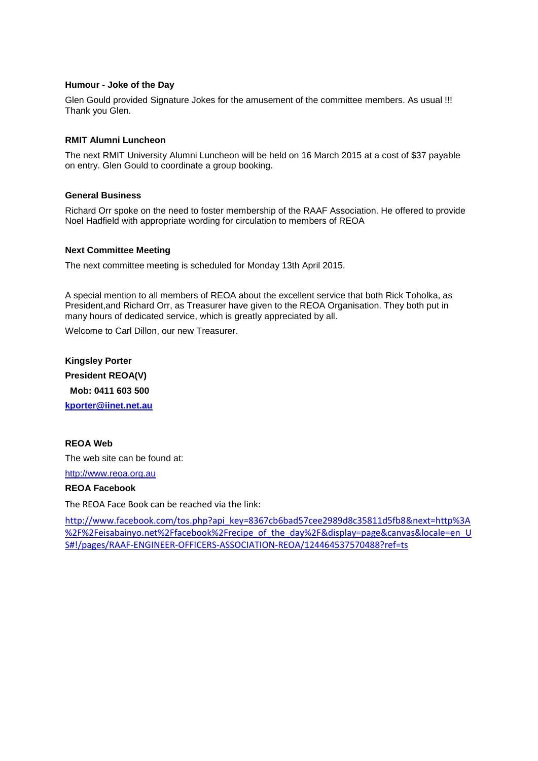### Humour - Joke of the Day

Glen Gould provided Signature Jokes for the amusement of the committee members. As usual !!! Thank you Glen.

### RMIT Alumni Luncheon

The next RMIT University Alumni Luncheon will be held on 16 March 2015 at a cost of $37 payable on entry. Glen Gould to coordinate a group booking.

### General Business

Richard Orr spoke on the need to foster membership of the RAAF Association. He offered to provide Noel Hadfield with appropriate wording for circulation to members of REOA

### Next Committee Meeting

The next committee meeting is scheduled for Monday 13th April 2015.

A special mention to all members of REOA about the excellent service that both Rick Toholka, as President,and Richard Orr, as Treasurer have given to the REOA Organisation. They both put in many hours of dedicated service, which is greatly appreciated by all.

Welcome to Carl Dillon, our new Treasurer.

**Kingsley Porter**

**President REOA(V)**

**Mob: 0411 603 500**

**[kporter@iinet.net.au](mailto:kporter@iinet.net.au)**

### REOA Web

The web site can be found at:

[http://www.reoa.org.au](http://www.reoa.org.au)

### REOA Facebook

The REOA Face Book can be reached via the link:

http://www.facebook.com/tos.php?api_key=8367cb6bad57cee2989d8c35811d5fb8&next=http%3A%2F%2Feisabainyo.net%2Ffacebook%2Frecipe_of_the_day%2F&display=page&canvas&locale=en_US#!/pages/RAAF-ENGINEER-OFFICERS-ASSOCIATION-REOA/124464537570488?ref=ts